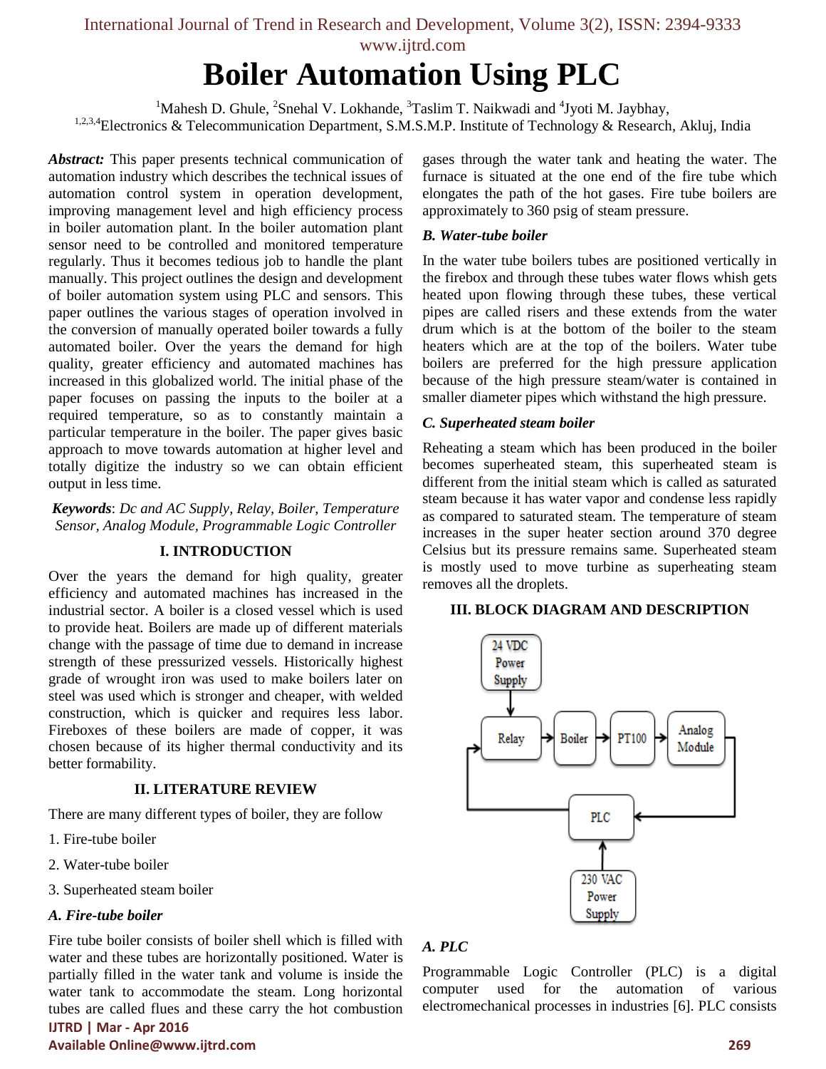# Boiler Automation Using PLC

[1]Mahesh D. Ghule, [2]Snehal V. Lokhande, [3]Taslim T. Naikwadi and [4]Jyoti M. Jaybhay,

[1,2,3,4]Electronics & Telecommunication Department, S.M.S.M.P. Institute of Technology & Research, Akluj, India

***Abstract:*** This paper presents technical communication of automation industry which describes the technical issues of automation control system in operation development, improving management level and high efficiency process in boiler automation plant. In the boiler automation plant sensor need to be controlled and monitored temperature regularly. Thus it becomes tedious job to handle the plant manually. This project outlines the design and development of boiler automation system using PLC and sensors. This paper outlines the various stages of operation involved in the conversion of manually operated boiler towards a fully automated boiler. Over the years the demand for high quality, greater efficiency and automated machines has increased in this globalized world. The initial phase of the paper focuses on passing the inputs to the boiler at a required temperature, so as to constantly maintain a particular temperature in the boiler. The paper gives basic approach to move towards automation at higher level and totally digitize the industry so we can obtain efficient output in less time.

***Keywords***: *Dc and AC Supply, Relay, Boiler, Temperature Sensor, Analog Module, Programmable Logic Controller*

## I. INTRODUCTION

Over the years the demand for high quality, greater efficiency and automated machines has increased in the industrial sector. A boiler is a closed vessel which is used to provide heat. Boilers are made up of different materials change with the passage of time due to demand in increase strength of these pressurized vessels. Historically highest grade of wrought iron was used to make boilers later on steel was used which is stronger and cheaper, with welded construction, which is quicker and requires less labor. Fireboxes of these boilers are made of copper, it was chosen because of its higher thermal conductivity and its better formability.

## II. LITERATURE REVIEW

There are many different types of boiler, they are follow

1. Fire-tube boiler
2. Water-tube boiler
3. Superheated steam boiler

### *A. Fire-tube boiler*

Fire tube boiler consists of boiler shell which is filled with water and these tubes are horizontally positioned. Water is partially filled in the water tank and volume is inside the water tank to accommodate the steam. Long horizontal tubes are called flues and these carry the hot combustion gases through the water tank and heating the water. The furnace is situated at the one end of the fire tube which elongates the path of the hot gases. Fire tube boilers are approximately to 360 psig of steam pressure.

### *B. Water-tube boiler*

In the water tube boilers tubes are positioned vertically in the firebox and through these tubes water flows whish gets heated upon flowing through these tubes, these vertical pipes are called risers and these extends from the water drum which is at the bottom of the boiler to the steam heaters which are at the top of the boilers. Water tube boilers are preferred for the high pressure application because of the high pressure steam/water is contained in smaller diameter pipes which withstand the high pressure.

### *C. Superheated steam boiler*

Reheating a steam which has been produced in the boiler becomes superheated steam, this superheated steam is different from the initial steam which is called as saturated steam because it has water vapor and condense less rapidly as compared to saturated steam. The temperature of steam increases in the super heater section around 370 degree Celsius but its pressure remains same. Superheated steam is mostly used to move turbine as superheating steam removes all the droplets.

## III. BLOCK DIAGRAM AND DESCRIPTION

24 VDC Power Supply → Relay → Boiler → PT100 → Analog Module → PLC → Relay; 230 VAC Power Supply → PLC

### *A. PLC*

Programmable Logic Controller (PLC) is a digital computer used for the automation of various electromechanical processes in industries [6]. PLC consists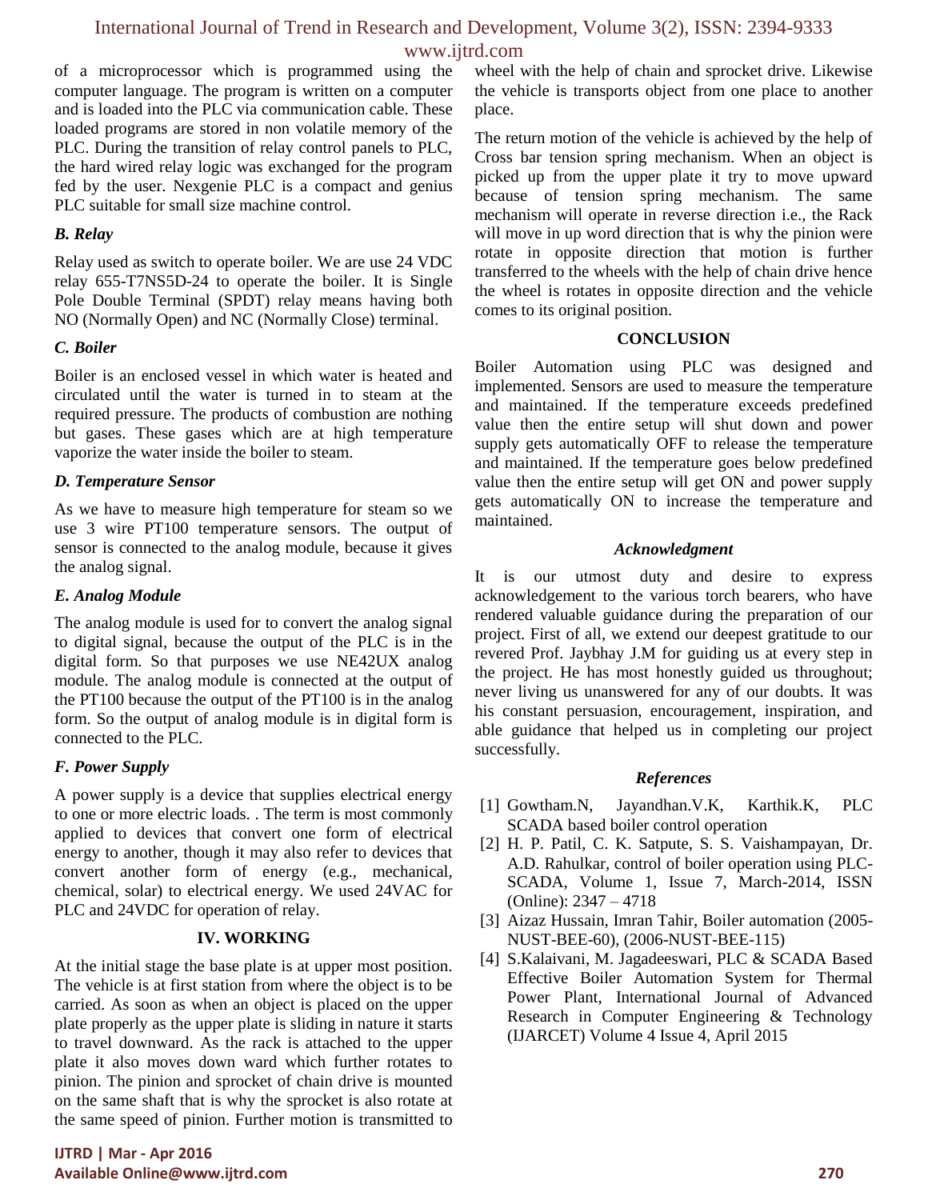of a microprocessor which is programmed using the computer language. The program is written on a computer and is loaded into the PLC via communication cable. These loaded programs are stored in non volatile memory of the PLC. During the transition of relay control panels to PLC, the hard wired relay logic was exchanged for the program fed by the user. Nexgenie PLC is a compact and genius PLC suitable for small size machine control.

### *B. Relay*

Relay used as switch to operate boiler. We are use 24 VDC relay 655-T7NS5D-24 to operate the boiler. It is Single Pole Double Terminal (SPDT) relay means having both NO (Normally Open) and NC (Normally Close) terminal.

### *C. Boiler*

Boiler is an enclosed vessel in which water is heated and circulated until the water is turned in to steam at the required pressure. The products of combustion are nothing but gases. These gases which are at high temperature vaporize the water inside the boiler to steam.

### *D. Temperature Sensor*

As we have to measure high temperature for steam so we use 3 wire PT100 temperature sensors. The output of sensor is connected to the analog module, because it gives the analog signal.

### *E. Analog Module*

The analog module is used for to convert the analog signal to digital signal, because the output of the PLC is in the digital form. So that purposes we use NE42UX analog module. The analog module is connected at the output of the PT100 because the output of the PT100 is in the analog form. So the output of analog module is in digital form is connected to the PLC.

### *F. Power Supply*

A power supply is a device that supplies electrical energy to one or more electric loads. . The term is most commonly applied to devices that convert one form of electrical energy to another, though it may also refer to devices that convert another form of energy (e.g., mechanical, chemical, solar) to electrical energy. We used 24VAC for PLC and 24VDC for operation of relay.

## IV. WORKING

At the initial stage the base plate is at upper most position. The vehicle is at first station from where the object is to be carried. As soon as when an object is placed on the upper plate properly as the upper plate is sliding in nature it starts to travel downward. As the rack is attached to the upper plate it also moves down ward which further rotates to pinion. The pinion and sprocket of chain drive is mounted on the same shaft that is why the sprocket is also rotate at the same speed of pinion. Further motion is transmitted to wheel with the help of chain and sprocket drive. Likewise the vehicle is transports object from one place to another place.

The return motion of the vehicle is achieved by the help of Cross bar tension spring mechanism. When an object is picked up from the upper plate it try to move upward because of tension spring mechanism. The same mechanism will operate in reverse direction i.e., the Rack will move in up word direction that is why the pinion were rotate in opposite direction that motion is further transferred to the wheels with the help of chain drive hence the wheel is rotates in opposite direction and the vehicle comes to its original position.

## CONCLUSION

Boiler Automation using PLC was designed and implemented. Sensors are used to measure the temperature and maintained. If the temperature exceeds predefined value then the entire setup will shut down and power supply gets automatically OFF to release the temperature and maintained. If the temperature goes below predefined value then the entire setup will get ON and power supply gets automatically ON to increase the temperature and maintained.

### *Acknowledgment*

It is our utmost duty and desire to express acknowledgement to the various torch bearers, who have rendered valuable guidance during the preparation of our project. First of all, we extend our deepest gratitude to our revered Prof. Jaybhay J.M for guiding us at every step in the project. He has most honestly guided us throughout; never living us unanswered for any of our doubts. It was his constant persuasion, encouragement, inspiration, and able guidance that helped us in completing our project successfully.

### *References*

[1] Gowtham.N, Jayandhan.V.K, Karthik.K, PLC SCADA based boiler control operation

[2] H. P. Patil, C. K. Satpute, S. S. Vaishampayan, Dr. A.D. Rahulkar, control of boiler operation using PLC-SCADA, Volume 1, Issue 7, March-2014, ISSN (Online): 2347 – 4718

[3] Aizaz Hussain, Imran Tahir, Boiler automation (2005-NUST-BEE-60), (2006-NUST-BEE-115)

[4] S.Kalaivani, M. Jagadeeswari, PLC & SCADA Based Effective Boiler Automation System for Thermal Power Plant, International Journal of Advanced Research in Computer Engineering & Technology (IJARCET) Volume 4 Issue 4, April 2015